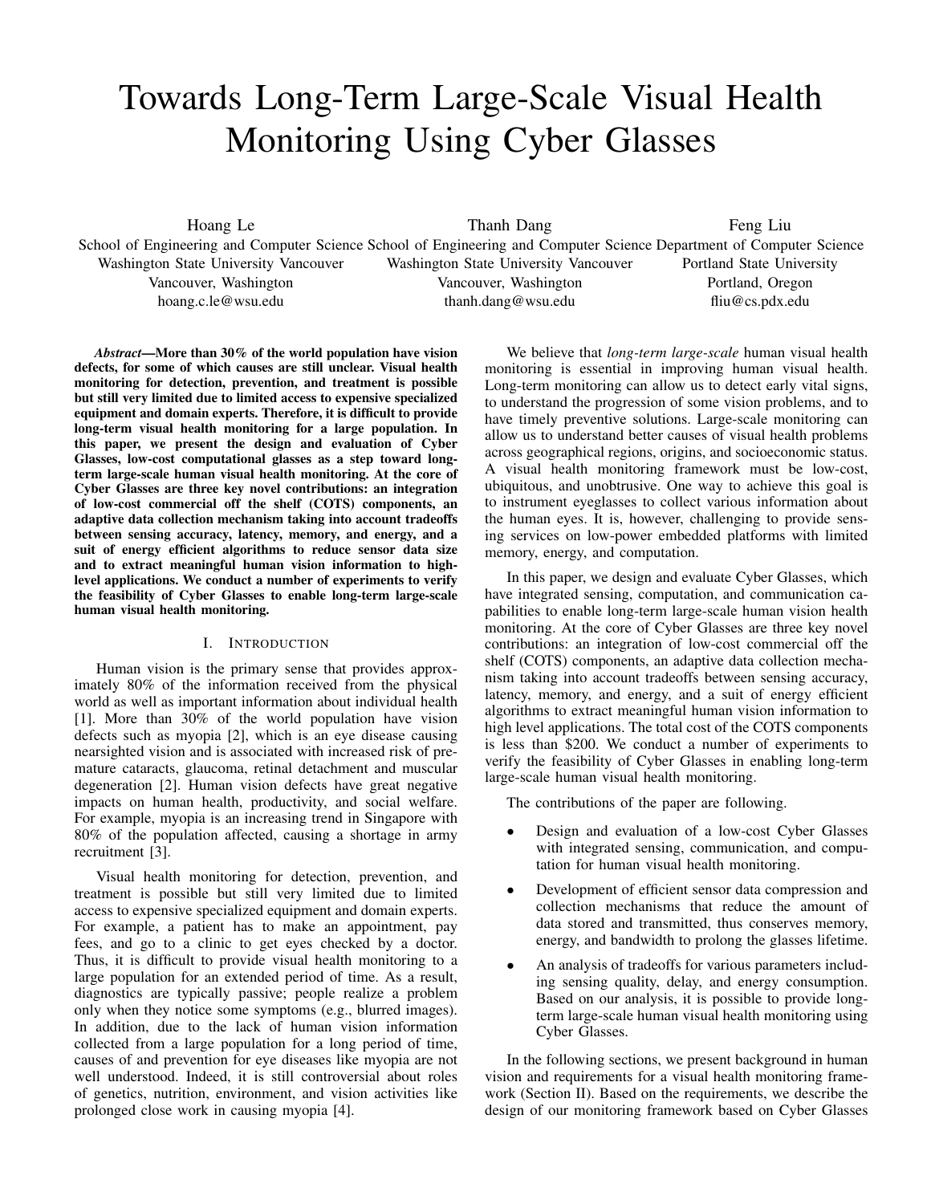# Towards Long-Term Large-Scale Visual Health Monitoring Using Cyber Glasses

Hoang Le
School of Engineering and Computer Science
Washington State University Vancouver
Vancouver, Washington
hoang.c.le@wsu.edu

Thanh Dang
School of Engineering and Computer Science
Washington State University Vancouver
Vancouver, Washington
thanh.dang@wsu.edu

Feng Liu
Department of Computer Science
Portland State University
Portland, Oregon
fliu@cs.pdx.edu

***Abstract*—More than 30% of the world population have vision defects, for some of which causes are still unclear. Visual health monitoring for detection, prevention, and treatment is possible but still very limited due to limited access to expensive specialized equipment and domain experts. Therefore, it is difficult to provide long-term visual health monitoring for a large population. In this paper, we present the design and evaluation of Cyber Glasses, low-cost computational glasses as a step toward long-term large-scale human visual health monitoring. At the core of Cyber Glasses are three key novel contributions: an integration of low-cost commercial off the shelf (COTS) components, an adaptive data collection mechanism taking into account tradeoffs between sensing accuracy, latency, memory, and energy, and a suit of energy efficient algorithms to reduce sensor data size and to extract meaningful human vision information to high-level applications. We conduct a number of experiments to verify the feasibility of Cyber Glasses to enable long-term large-scale human visual health monitoring.**

## I. Introduction

Human vision is the primary sense that provides approximately 80% of the information received from the physical world as well as important information about individual health [1]. More than 30% of the world population have vision defects such as myopia [2], which is an eye disease causing nearsighted vision and is associated with increased risk of premature cataracts, glaucoma, retinal detachment and muscular degeneration [2]. Human vision defects have great negative impacts on human health, productivity, and social welfare. For example, myopia is an increasing trend in Singapore with 80% of the population affected, causing a shortage in army recruitment [3].

Visual health monitoring for detection, prevention, and treatment is possible but still very limited due to limited access to expensive specialized equipment and domain experts. For example, a patient has to make an appointment, pay fees, and go to a clinic to get eyes checked by a doctor. Thus, it is difficult to provide visual health monitoring to a large population for an extended period of time. As a result, diagnostics are typically passive; people realize a problem only when they notice some symptoms (e.g., blurred images). In addition, due to the lack of human vision information collected from a large population for a long period of time, causes of and prevention for eye diseases like myopia are not well understood. Indeed, it is still controversial about roles of genetics, nutrition, environment, and vision activities like prolonged close work in causing myopia [4].

We believe that *long-term large-scale* human visual health monitoring is essential in improving human visual health. Long-term monitoring can allow us to detect early vital signs, to understand the progression of some vision problems, and to have timely preventive solutions. Large-scale monitoring can allow us to understand better causes of visual health problems across geographical regions, origins, and socioeconomic status. A visual health monitoring framework must be low-cost, ubiquitous, and unobtrusive. One way to achieve this goal is to instrument eyeglasses to collect various information about the human eyes. It is, however, challenging to provide sensing services on low-power embedded platforms with limited memory, energy, and computation.

In this paper, we design and evaluate Cyber Glasses, which have integrated sensing, computation, and communication capabilities to enable long-term large-scale human vision health monitoring. At the core of Cyber Glasses are three key novel contributions: an integration of low-cost commercial off the shelf (COTS) components, an adaptive data collection mechanism taking into account tradeoffs between sensing accuracy, latency, memory, and energy, and a suit of energy efficient algorithms to extract meaningful human vision information to high level applications. The total cost of the COTS components is less than $200. We conduct a number of experiments to verify the feasibility of Cyber Glasses in enabling long-term large-scale human visual health monitoring.

The contributions of the paper are following.

- Design and evaluation of a low-cost Cyber Glasses with integrated sensing, communication, and computation for human visual health monitoring.
- Development of efficient sensor data compression and collection mechanisms that reduce the amount of data stored and transmitted, thus conserves memory, energy, and bandwidth to prolong the glasses lifetime.
- An analysis of tradeoffs for various parameters including sensing quality, delay, and energy consumption. Based on our analysis, it is possible to provide long-term large-scale human visual health monitoring using Cyber Glasses.

In the following sections, we present background in human vision and requirements for a visual health monitoring framework (Section II). Based on the requirements, we describe the design of our monitoring framework based on Cyber Glasses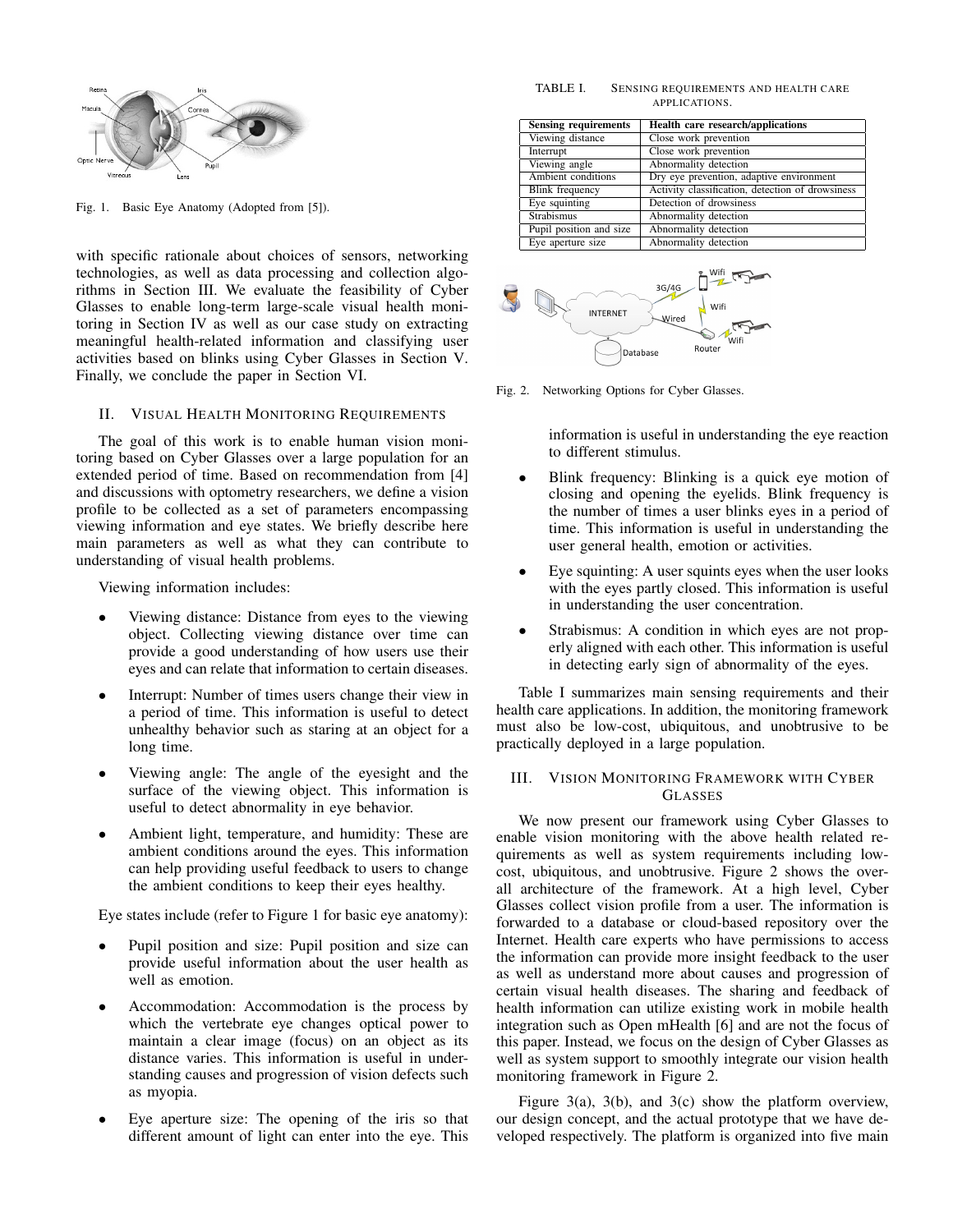Fig. 1. Basic Eye Anatomy (Adopted from [5]).

with specific rationale about choices of sensors, networking technologies, as well as data processing and collection algorithms in Section III. We evaluate the feasibility of Cyber Glasses to enable long-term large-scale visual health monitoring in Section IV as well as our case study on extracting meaningful health-related information and classifying user activities based on blinks using Cyber Glasses in Section V. Finally, we conclude the paper in Section VI.

## II. Visual Health Monitoring Requirements

The goal of this work is to enable human vision monitoring based on Cyber Glasses over a large population for an extended period of time. Based on recommendation from [4] and discussions with optometry researchers, we define a vision profile to be collected as a set of parameters encompassing viewing information and eye states. We briefly describe here main parameters as well as what they can contribute to understanding of visual health problems.

Viewing information includes:

- Viewing distance: Distance from eyes to the viewing object. Collecting viewing distance over time can provide a good understanding of how users use their eyes and can relate that information to certain diseases.
- Interrupt: Number of times users change their view in a period of time. This information is useful to detect unhealthy behavior such as staring at an object for a long time.
- Viewing angle: The angle of the eyesight and the surface of the viewing object. This information is useful to detect abnormality in eye behavior.
- Ambient light, temperature, and humidity: These are ambient conditions around the eyes. This information can help providing useful feedback to users to change the ambient conditions to keep their eyes healthy.

Eye states include (refer to Figure 1 for basic eye anatomy):

- Pupil position and size: Pupil position and size can provide useful information about the user health as well as emotion.
- Accommodation: Accommodation is the process by which the vertebrate eye changes optical power to maintain a clear image (focus) on an object as its distance varies. This information is useful in understanding causes and progression of vision defects such as myopia.
- Eye aperture size: The opening of the iris so that different amount of light can enter into the eye. This information is useful in understanding the eye reaction to different stimulus.
- Blink frequency: Blinking is a quick eye motion of closing and opening the eyelids. Blink frequency is the number of times a user blinks eyes in a period of time. This information is useful in understanding the user general health, emotion or activities.
- Eye squinting: A user squints eyes when the user looks with the eyes partly closed. This information is useful in understanding the user concentration.
- Strabismus: A condition in which eyes are not properly aligned with each other. This information is useful in detecting early sign of abnormality of the eyes.

TABLE I. Sensing requirements and health care applications.

| Sensing requirements | Health care research/applications |
|---|---|
| Viewing distance | Close work prevention |
| Interrupt | Close work prevention |
| Viewing angle | Abnormality detection |
| Ambient conditions | Dry eye prevention, adaptive environment |
| Blink frequency | Activity classification, detection of drowsiness |
| Eye squinting | Detection of drowsiness |
| Strabismus | Abnormality detection |
| Pupil position and size | Abnormality detection |
| Eye aperture size | Abnormality detection |

Fig. 2. Networking Options for Cyber Glasses.

Table I summarizes main sensing requirements and their health care applications. In addition, the monitoring framework must also be low-cost, ubiquitous, and unobtrusive to be practically deployed in a large population.

## III. Vision Monitoring Framework with Cyber Glasses

We now present our framework using Cyber Glasses to enable vision monitoring with the above health related requirements as well as system requirements including low-cost, ubiquitous, and unobtrusive. Figure 2 shows the overall architecture of the framework. At a high level, Cyber Glasses collect vision profile from a user. The information is forwarded to a database or cloud-based repository over the Internet. Health care experts who have permissions to access the information can provide more insight feedback to the user as well as understand more about causes and progression of certain visual diseases. The sharing and feedback of health information can utilize existing work in mobile health integration such as Open mHealth [6] and are not the focus of this paper. Instead, we focus on the design of Cyber Glasses as well as system support to smoothly integrate our vision health monitoring framework in Figure 2.

Figure 3(a), 3(b), and 3(c) show the platform overview, our design concept, and the actual prototype that we have developed respectively. The platform is organized into five main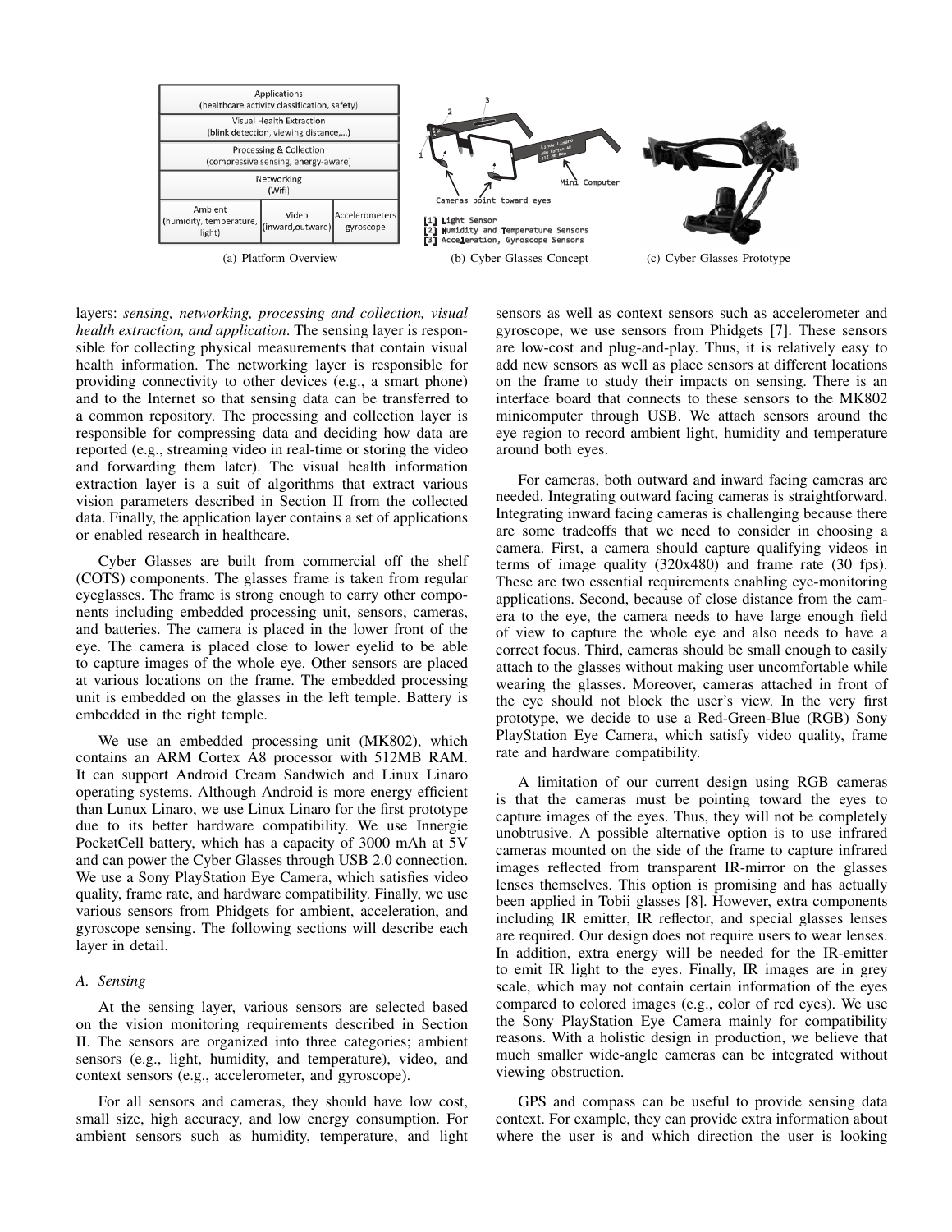(a) Platform Overview

(b) Cyber Glasses Concept

(c) Cyber Glasses Prototype

layers: *sensing, networking, processing and collection, visual health extraction, and application*. The sensing layer is responsible for collecting physical measurements that contain visual health information. The networking layer is responsible for providing connectivity to other devices (e.g., a smart phone) and to the Internet so that sensing data can be transferred to a common repository. The processing and collection layer is responsible for compressing data and deciding how data are reported (e.g., streaming video in real-time or storing the video and forwarding them later). The visual health information extraction layer is a suit of algorithms that extract various vision parameters described in Section II from the collected data. Finally, the application layer contains a set of applications or enabled research in healthcare.

Cyber Glasses are built from commercial off the shelf (COTS) components. The glasses frame is taken from regular eyeglasses. The frame is strong enough to carry other components including embedded processing unit, sensors, cameras, and batteries. The camera is placed in the lower front of the eye. The camera is placed close to lower eyelid to be able to capture images of the whole eye. Other sensors are placed at various locations on the frame. The embedded processing unit is embedded on the glasses in the left temple. Battery is embedded in the right temple.

We use an embedded processing unit (MK802), which contains an ARM Cortex A8 processor with 512MB RAM. It can support Android Cream Sandwich and Linux Linaro operating systems. Although Android is more energy efficient than Lunux Linaro, we use Linux Linaro for the first prototype due to its better hardware compatibility. We use Innergie PocketCell battery, which has a capacity of 3000 mAh at 5V and can power the Cyber Glasses through USB 2.0 connection. We use a Sony PlayStation Eye Camera, which satisfies video quality, frame rate, and hardware compatibility. Finally, we use various sensors from Phidgets for ambient, acceleration, and gyroscope sensing. The following sections will describe each layer in detail.

### A. Sensing

At the sensing layer, various sensors are selected based on the vision monitoring requirements described in Section II. The sensors are organized into three categories; ambient sensors (e.g., light, humidity, and temperature), video, and context sensors (e.g., accelerometer, and gyroscope).

For all sensors and cameras, they should have low cost, small size, high accuracy, and low energy consumption. For ambient sensors such as humidity, temperature, and light sensors as well as context sensors such as accelerometer and gyroscope, we use sensors from Phidgets [7]. These sensors are low-cost and plug-and-play. Thus, it is relatively easy to add new sensors as well as place sensors at different locations on the frame to study their impacts on sensing. There is an interface board that connects to these sensors to the MK802 minicomputer through USB. We attach sensors around the eye region to record ambient light, humidity and temperature around both eyes.

For cameras, both outward and inward facing cameras are needed. Integrating outward facing cameras is straightforward. Integrating inward facing cameras is challenging because there are some tradeoffs that we need to consider in choosing a camera. First, a camera should capture qualifying videos in terms of image quality (320x480) and frame rate (30 fps). These are two essential requirements enabling eye-monitoring applications. Second, because of close distance from the camera to the eye, the camera needs to have large enough field of view to capture the whole eye and also needs to have a correct focus. Third, cameras should be small enough to easily attach to the glasses without making user uncomfortable while wearing the glasses. Moreover, cameras attached in front of the eye should not block the user's view. In the very first prototype, we decide to use a Red-Green-Blue (RGB) Sony PlayStation Eye Camera, which satisfy video quality, frame rate and hardware compatibility.

A limitation of our current design using RGB cameras is that the cameras must be pointing toward the eyes to capture images of the eyes. Thus, they will not be completely unobtrusive. A possible alternative option is to use infrared cameras mounted on the side of the frame to capture infrared images reflected from transparent IR-mirror on the glasses lenses themselves. This option is promising and has actually been applied in Tobii glasses [8]. However, extra components including IR emitter, IR reflector, and special glasses lenses are required. Our design does not require users to wear lenses. In addition, extra energy will be needed for the IR-emitter to emit IR light to the eyes. Finally, IR images are in grey scale, which may not contain certain information of the eyes compared to colored images (e.g., color of red eyes). We use the Sony PlayStation Eye Camera mainly for compatibility reasons. With a holistic design in production, we believe that much smaller wide-angle cameras can be integrated without viewing obstruction.

GPS and compass can be useful to provide sensing data context. For example, they can provide extra information about where the user is and which direction the user is looking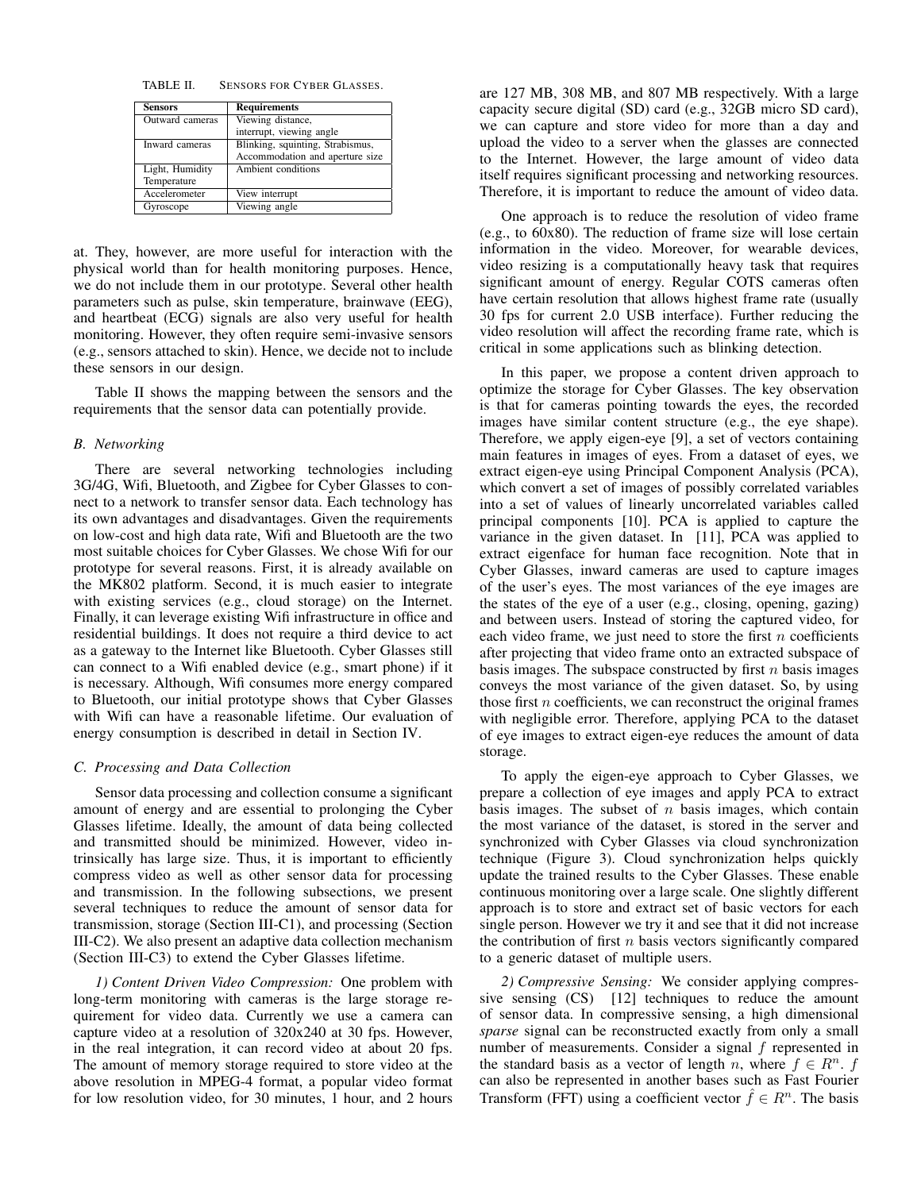TABLE II. SENSORS FOR CYBER GLASSES.

| Sensors | Requirements |
| --- | --- |
| Outward cameras | Viewing distance, interrupt, viewing angle |
| Inward cameras | Blinking, squinting, Strabismus, Accommodation and aperture size |
| Light, Humidity Temperature | Ambient conditions |
| Accelerometer | View interrupt |
| Gyroscope | Viewing angle |

at. They, however, are more useful for interaction with the physical world than for health monitoring purposes. Hence, we do not include them in our prototype. Several other health parameters such as pulse, skin temperature, brainwave (EEG), and heartbeat (ECG) signals are also very useful for health monitoring. However, they often require semi-invasive sensors (e.g., sensors attached to skin). Hence, we decide not to include these sensors in our design.

Table II shows the mapping between the sensors and the requirements that the sensor data can potentially provide.

### *B. Networking*

There are several networking technologies including 3G/4G, Wifi, Bluetooth, and Zigbee for Cyber Glasses to connect to a network to transfer sensor data. Each technology has its own advantages and disadvantages. Given the requirements on low-cost and high data rate, Wifi and Bluetooth are the two most suitable choices for Cyber Glasses. We chose Wifi for our prototype for several reasons. First, it is already available on the MK802 platform. Second, it is much easier to integrate with existing services (e.g., cloud storage) on the Internet. Finally, it can leverage existing Wifi infrastructure in office and residential buildings. It does not require a third device to act as a gateway to the Internet like Bluetooth. Cyber Glasses still can connect to a Wifi enabled device (e.g., smart phone) if it is necessary. Although, Wifi consumes more energy compared to Bluetooth, our initial prototype shows that Cyber Glasses with Wifi can have a reasonable lifetime. Our evaluation of energy consumption is described in detail in Section IV.

### *C. Processing and Data Collection*

Sensor data processing and collection consume a significant amount of energy and are essential to prolonging the Cyber Glasses lifetime. Ideally, the amount of data being collected and transmitted should be minimized. However, video intrinsically has large size. Thus, it is important to efficiently compress video as well as other sensor data for processing and transmission. In the following subsections, we present several techniques to reduce the amount of sensor data for transmission, storage (Section III-C1), and processing (Section III-C2). We also present an adaptive data collection mechanism (Section III-C3) to extend the Cyber Glasses lifetime.

*1) Content Driven Video Compression:* One problem with long-term monitoring with cameras is the large storage requirement for video data. Currently we use a camera can capture video at a resolution of 320x240 at 30 fps. However, in the real integration, it can record video at about 20 fps. The amount of memory storage required to store video at the above resolution in MPEG-4 format, a popular video format for low resolution video, for 30 minutes, 1 hour, and 2 hours are 127 MB, 308 MB, and 807 MB respectively. With a large capacity secure digital (SD) card (e.g., 32GB micro SD card), we can capture and store video for more than a day and upload the video to a server when the glasses are connected to the Internet. However, the large amount of video data itself requires significant processing and networking resources. Therefore, it is important to reduce the amount of video data.

One approach is to reduce the resolution of video frame (e.g., to 60x80). The reduction of frame size will lose certain information in the video. Moreover, for wearable devices, video resizing is a computationally heavy task that requires significant amount of energy. Regular COTS cameras often have certain resolution that allows highest frame rate (usually 30 fps for current 2.0 USB interface). Further reducing the video resolution will affect the recording frame rate, which is critical in some applications such as blinking detection.

In this paper, we propose a content driven approach to optimize the storage for Cyber Glasses. The key observation is that for cameras pointing towards the eyes, the recorded images have similar content structure (e.g., the eye shape). Therefore, we apply eigen-eye [9], a set of vectors containing main features in images of eyes. From a dataset of eyes, we extract eigen-eye using Principal Component Analysis (PCA), which convert a set of images of possibly correlated variables into a set of values of linearly uncorrelated variables called principal components [10]. PCA is applied to capture the variance in the given dataset. In [11], PCA was applied to extract eigenface for human face recognition. Note that in Cyber Glasses, inward cameras are used to capture images of the user's eyes. The most variances of the eye images are the states of the eye of a user (e.g., closing, opening, gazing) and between users. Instead of storing the captured video, for each video frame, we just need to store the first $n$ coefficients after projecting that video frame onto an extracted subspace of basis images. The subspace constructed by first $n$ basis images conveys the most variance of the given dataset. So, by using those first $n$ coefficients, we can reconstruct the original frames with negligible error. Therefore, applying PCA to the dataset of eye images to extract eigen-eye reduces the amount of data storage.

To apply the eigen-eye approach to Cyber Glasses, we prepare a collection of eye images and apply PCA to extract basis images. The subset of $n$ basis images, which contain the most variance of the dataset, is stored in the server and synchronized with Cyber Glasses via cloud synchronization technique (Figure 3). Cloud synchronization helps quickly update the trained results to the Cyber Glasses. These enable continuous monitoring over a large scale. One slightly different approach is to store and extract set of basic vectors for each single person. However we try it and see that it did not increase the contribution of first $n$ basis vectors significantly compared to a generic dataset of multiple users.

*2) Compressive Sensing:* We consider applying compressive sensing (CS) [12] techniques to reduce the amount of sensor data. In compressive sensing, a high dimensional *sparse* signal can be reconstructed exactly from only a small number of measurements. Consider a signal $f$ represented in the standard basis as a vector of length $n$, where $f \in R^n$. $f$ can also be represented in another bases such as Fast Fourier Transform (FFT) using a coefficient vector $\hat{f} \in R^n$. The basis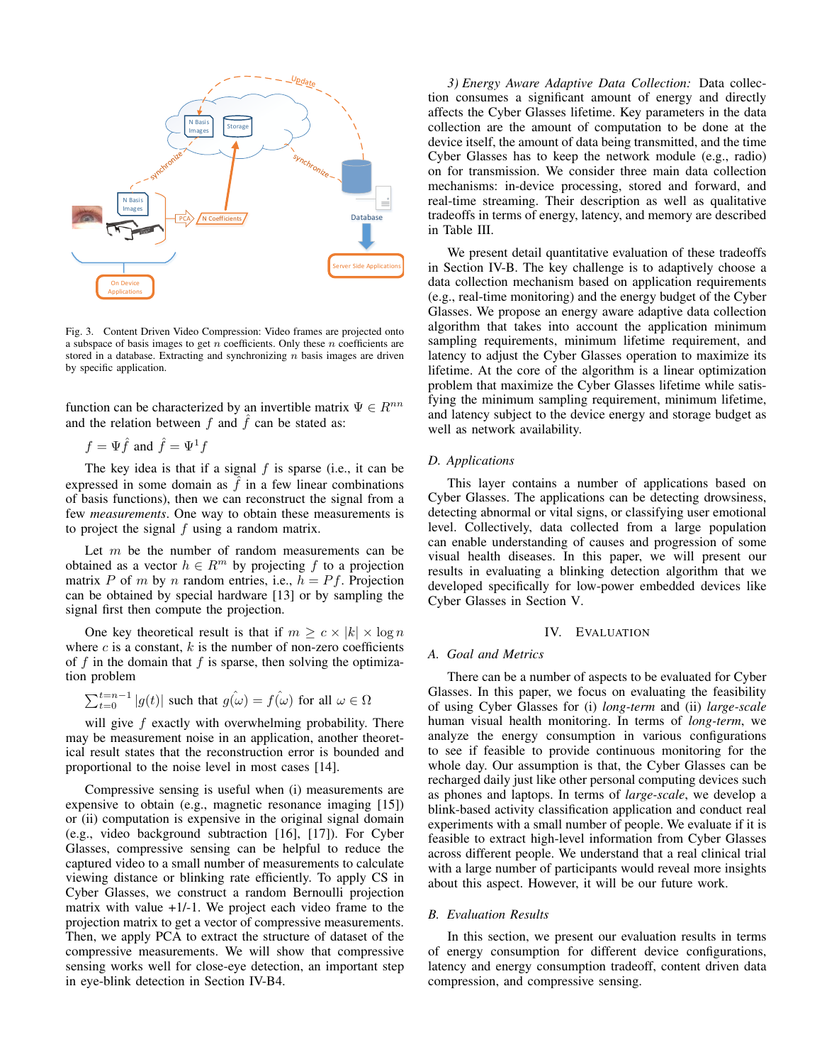Fig. 3. Content Driven Video Compression: Video frames are projected onto a subspace of basis images to get $n$ coefficients. Only these $n$ coefficients are stored in a database. Extracting and synchronizing $n$ basis images are driven by specific application.

function can be characterized by an invertible matrix $\Psi \in R^{nn}$ and the relation between $f$ and $\hat{f}$ can be stated as:

$$f = \Psi \hat{f} \text{ and } \hat{f} = \Psi^{1} f$$

The key idea is that if a signal $f$ is sparse (i.e., it can be expressed in some domain as $\hat{f}$ in a few linear combinations of basis functions), then we can reconstruct the signal from a few *measurements*. One way to obtain these measurements is to project the signal $f$ using a random matrix.

Let $m$ be the number of random measurements can be obtained as a vector $h \in R^m$ by projecting $f$ to a projection matrix $P$ of $m$ by $n$ random entries, i.e., $h = Pf$. Projection can be obtained by special hardware [13] or by sampling the signal first then compute the projection.

One key theoretical result is that if $m \geq c \times |k| \times \log n$ where $c$ is a constant, $k$ is the number of non-zero coefficients of $f$ in the domain that $f$ is sparse, then solving the optimization problem

$$\sum_{t=0}^{t=n-1} |g(t)| \text{ such that } \hat{g(\omega)} = \hat{f(\omega)} \text{ for all } \omega \in \Omega$$

will give $f$ exactly with overwhelming probability. There may be measurement noise in an application, another theoretical result states that the reconstruction error is bounded and proportional to the noise level in most cases [14].

Compressive sensing is useful when (i) measurements are expensive to obtain (e.g., magnetic resonance imaging [15]) or (ii) computation is expensive in the original signal domain (e.g., video background subtraction [16], [17]). For Cyber Glasses, compressive sensing can be helpful to reduce the captured video to a small number of measurements to calculate viewing distance or blinking rate efficiently. To apply CS in Cyber Glasses, we construct a random Bernoulli projection matrix with value +1/-1. We project each video frame to the projection matrix to get a vector of compressive measurements. Then, we apply PCA to extract the structure of dataset of the compressive measurements. We will show that compressive sensing works well for close-eye detection, an important step in eye-blink detection in Section IV-B4.

*3) Energy Aware Adaptive Data Collection:* Data collection consumes a significant amount of energy and directly affects the Cyber Glasses lifetime. Key parameters in the data collection are the amount of computation to be done at the device itself, the amount of data being transmitted, and the time Cyber Glasses has to keep the network module (e.g., radio) on for transmission. We consider three main data collection mechanisms: in-device processing, stored and forward, and real-time streaming. Their description as well as qualitative tradeoffs in terms of energy, latency, and memory are described in Table III.

We present detail quantitative evaluation of these tradeoffs in Section IV-B. The key challenge is to adaptively choose a data collection mechanism based on application requirements (e.g., real-time monitoring) and the energy budget of the Cyber Glasses. We propose an energy aware adaptive data collection algorithm that takes into account the application minimum sampling requirements, minimum lifetime requirement, and latency to adjust the Cyber Glasses operation to maximize its lifetime. At the core of the algorithm is a linear optimization problem that maximize the Cyber Glasses lifetime while satisfying the minimum sampling requirement, minimum lifetime, and latency subject to the device energy and storage budget as well as network availability.

### D. Applications

This layer contains a number of applications based on Cyber Glasses. The applications can be detecting drowsiness, detecting abnormal or vital signs, or classifying user emotional level. Collectively, data collected from a large population can enable understanding of causes and progression of some visual health diseases. In this paper, we will present our results in evaluating a blinking detection algorithm that we developed specifically for low-power embedded devices like Cyber Glasses in Section V.

## IV. Evaluation

### A. Goal and Metrics

There can be a number of aspects to be evaluated for Cyber Glasses. In this paper, we focus on evaluating the feasibility of using Cyber Glasses for (i) *long-term* and (ii) *large-scale* human visual health monitoring. In terms of *long-term*, we analyze the energy consumption in various configurations to see if feasible to provide continuous monitoring for the whole day. Our assumption is that, the Cyber Glasses can be recharged daily just like other personal computing devices such as phones and laptops. In terms of *large-scale*, we develop a blink-based activity classification application and conduct real experiments with a small number of people. We evaluate if it is feasible to extract high-level information from Cyber Glasses across different people. We understand that a real clinical trial with a large number of participants would reveal more insights about this aspect. However, it will be our future work.

### B. Evaluation Results

In this section, we present our evaluation results in terms of energy consumption for different device configurations, latency and energy consumption tradeoff, content driven data compression, and compressive sensing.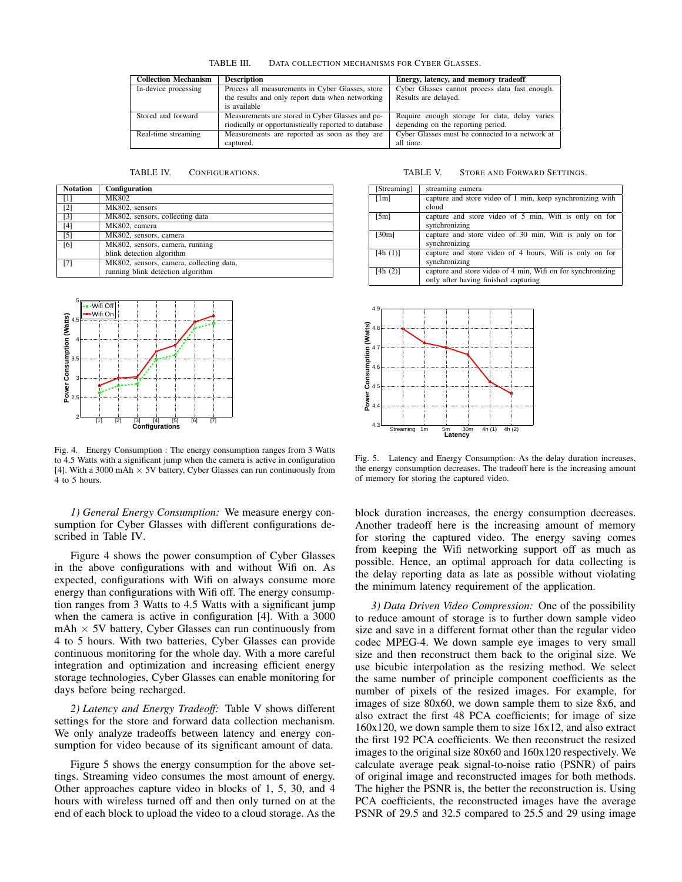TABLE III. DATA COLLECTION MECHANISMS FOR CYBER GLASSES.

| Collection Mechanism | Description | Energy, latency, and memory tradeoff |
|---|---|---|
| In-device processing | Process all measurements in Cyber Glasses, store the results and only report data when networking is available | Cyber Glasses cannot process data fast enough. Results are delayed. |
| Stored and forward | Measurements are stored in Cyber Glasses and periodically or opportunistically reported to database | Require enough storage for data, delay varies depending on the reporting period. |
| Real-time streaming | Measurements are reported as soon as they are captured. | Cyber Glasses must be connected to a network at all time. |

TABLE IV. CONFIGURATIONS.

| Notation | Configuration |
|---|---|
| [1] | MK802 |
| [2] | MK802, sensors |
| [3] | MK802, sensors, collecting data |
| [4] | MK802, camera |
| [5] | MK802, sensors, camera |
| [6] | MK802, sensors, camera, running blink detection algorithm |
| [7] | MK802, sensors, camera, collecting data, running blink detection algorithm |

TABLE V. STORE AND FORWARD SETTINGS.

| | |
|---|---|
| [Streaming] | streaming camera |
| [1m] | capture and store video of 1 min, keep synchronizing with cloud |
| [5m] | capture and store video of 5 min, Wifi is only on for synchronizing |
| [30m] | capture and store video of 30 min, Wifi is only on for synchronizing |
| [4h (1)] | capture and store video of 4 hours, Wifi is only on for synchronizing |
| [4h (2)] | capture and store video of 4 min, Wifi on for synchronizing only after having finished capturing |

Fig. 4. Energy Consumption : The energy consumption ranges from 3 Watts to 4.5 Watts with a significant jump when the camera is active in configuration [4]. With a 3000 mAh × 5V battery, Cyber Glasses can run continuously from 4 to 5 hours.

Fig. 5. Latency and Energy Consumption: As the delay duration increases, the energy consumption decreases. The tradeoff here is the increasing amount of memory for storing the captured video.

*1) General Energy Consumption:* We measure energy consumption for Cyber Glasses with different configurations described in Table IV.

Figure 4 shows the power consumption of Cyber Glasses in the above configurations with and without Wifi on. As expected, configurations with Wifi on always consume more energy than configurations with Wifi off. The energy consumption ranges from 3 Watts to 4.5 Watts with a significant jump when the camera is active in configuration [4]. With a 3000 mAh × 5V battery, Cyber Glasses can run continuously from 4 to 5 hours. With two batteries, Cyber Glasses can provide continuous monitoring for the whole day. With a more careful integration and optimization and increasing efficient energy storage technologies, Cyber Glasses can enable monitoring for days before being recharged.

*2) Latency and Energy Tradeoff:* Table V shows different settings for the store and forward data collection mechanism. We only analyze tradeoffs between latency and energy consumption for video because of its significant amount of data.

Figure 5 shows the energy consumption for the above settings. Streaming video consumes the most amount of energy. Other approaches capture video in blocks of 1, 5, 30, and 4 hours with wireless turned off and then only turned on at the end of each block to upload the video to a cloud storage. As the block duration increases, the energy consumption decreases. Another tradeoff here is the increasing amount of memory for storing the captured video. The energy saving comes from keeping the Wifi networking support off as much as possible. Hence, an optimal approach for data collecting is the delay reporting data as late as possible without violating the minimum latency requirement of the application.

*3) Data Driven Video Compression:* One of the possibility to reduce amount of storage is to further down sample video size and save in a different format other than the regular video codec MPEG-4. We down sample eye images to very small size and then reconstruct them back to the original size. We use bicubic interpolation as the resizing method. We select the same number of principle component coefficients as the number of pixels of the resized images. For example, for images of size 80x60, we down sample them to size 8x6, and also extract the first 48 PCA coefficients; for image of size 160x120, we down sample them to size 16x12, and also extract the first 192 PCA coefficients. We then reconstruct the resized images to the original size 80x60 and 160x120 respectively. We calculate average peak signal-to-noise ratio (PSNR) of pairs of original image and reconstructed images for both methods. The higher the PSNR is, the better the reconstruction is. Using PCA coefficients, the reconstructed images have the average PSNR of 29.5 and 32.5 compared to 25.5 and 29 using image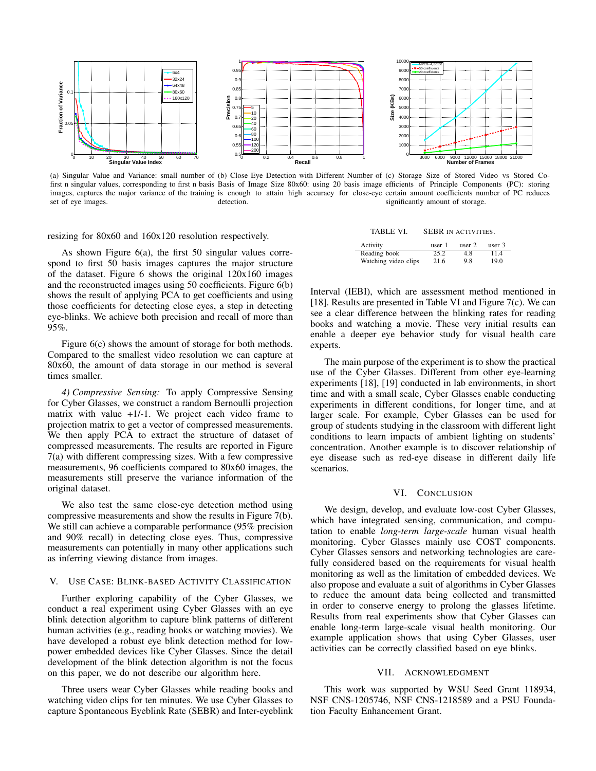(a) Singular Value and Variance: small number of first n singular values, corresponding to first n basis images, captures the major variance of the training set of eye images.

(b) Close Eye Detection with Different Number of Basis of Image Size 80x60: using 20 basis image is enough to attain high accuracy for close-eye detection.

(c) Storage Size of Stored Video vs Stored Coefficients of Principle Components (PC): storing certain amount coefficients number of PC reduces significantly amount of storage.

resizing for 80x60 and 160x120 resolution respectively.

As shown Figure 6(a), the first 50 singular values correspond to first 50 basis images captures the major structure of the dataset. Figure 6 shows the original 120x160 images and the reconstructed images using 50 coefficients. Figure 6(b) shows the result of applying PCA to get coefficients and using those coefficients for detecting close eyes, a step in detecting eye-blinks. We achieve both precision and recall of more than 95%.

Figure 6(c) shows the amount of storage for both methods. Compared to the smallest video resolution we can capture at 80x60, the amount of data storage in our method is several times smaller.

*4) Compressive Sensing:* To apply Compressive Sensing for Cyber Glasses, we construct a random Bernoulli projection matrix with value +1/-1. We project each video frame to projection matrix to get a vector of compressed measurements. We then apply PCA to extract the structure of dataset of compressed measurements. The results are reported in Figure 7(a) with different compressing sizes. With a few compressive measurements, 96 coefficients compared to 80x60 images, the measurements still preserve the variance information of the original dataset.

We also test the same close-eye detection method using compressive measurements and show the results in Figure 7(b). We still can achieve a comparable performance (95% precision and 90% recall) in detecting close eyes. Thus, compressive measurements can potentially in many other applications such as inferring viewing distance from images.

## V. Use Case: Blink-based Activity Classification

Further exploring capability of the Cyber Glasses, we conduct a real experiment using Cyber Glasses with an eye blink detection algorithm to capture blink patterns of different human activities (e.g., reading books or watching movies). We have developed a robust eye blink detection method for low-power embedded devices like Cyber Glasses. Since the detail development of the blink detection algorithm is not the focus on this paper, we do not describe our algorithm here.

Three users wear Cyber Glasses while reading books and watching video clips for ten minutes. We use Cyber Glasses to capture Spontaneous Eyeblink Rate (SEBR) and Inter-eyeblink Interval (IEBI), which are assessment method mentioned in [18]. Results are presented in Table VI and Figure 7(c). We can see a clear difference between the blinking rates for reading books and watching a movie. These very initial results can enable a deeper eye behavior study for visual health care experts.

TABLE VI. SEBR in activities.

| Activity | user 1 | user 2 | user 3 |
|---|---|---|---|
| Reading book | 25.2 | 4.8 | 11.4 |
| Watching video clips | 21.6 | 9.8 | 19.0 |

The main purpose of the experiment is to show the practical use of the Cyber Glasses. Different from other eye-learning experiments [18], [19] conducted in lab environments, in short time and with a small scale, Cyber Glasses enable conducting experiments in different conditions, for longer time, and at larger scale. For example, Cyber Glasses can be used for group of students studying in the classroom with different light conditions to learn impacts of ambient lighting on students' concentration. Another example is to discover relationship of eye disease such as red-eye disease in different daily life scenarios.

## VI. Conclusion

We design, develop, and evaluate low-cost Cyber Glasses, which have integrated sensing, communication, and computation to enable *long-term large-scale* human visual health monitoring. Cyber Glasses mainly use COST components. Cyber Glasses sensors and networking technologies are carefully considered based on the requirements for visual health monitoring as well as the limitation of embedded devices. We also propose and evaluate a suit of algorithms in Cyber Glasses to reduce the amount data being collected and transmitted in order to conserve energy to prolong the glasses lifetime. Results from real experiments show that Cyber Glasses can enable long-term large-scale visual health monitoring. Our example application shows that using Cyber Glasses, user activities can be correctly classified based on eye blinks.

## VII. Acknowledgment

This work was supported by WSU Seed Grant 118934, NSF CNS-1205746, NSF CNS-1218589 and a PSU Foundation Faculty Enhancement Grant.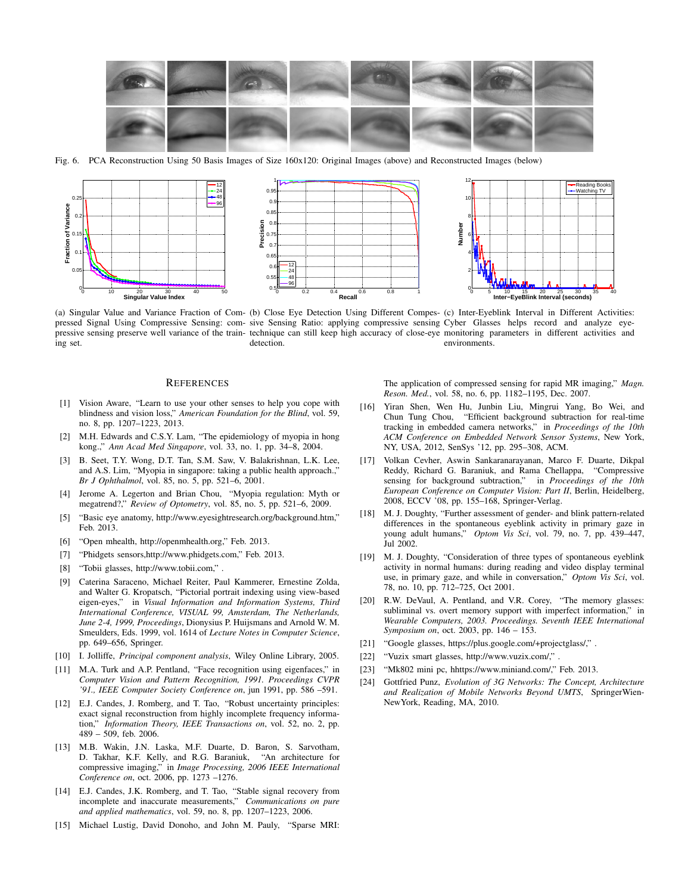Fig. 6. PCA Reconstruction Using 50 Basis Images of Size 160x120: Original Images (above) and Reconstructed Images (below)

Fraction of Variance
Singular Value Index
12
24
48
96

(a) Singular Value and Variance Fraction of Compressed Signal Using Compressive Sensing: compressive sensing preserve well variance of the training set.

Precision
Recall
12
24
48
96

(b) Close Eye Detection Using Different Compressive Sensing Ratio: applying compressive sensing technique can still keep high accuracy of close-eye detection.

Number
Inter−EyeBlink Interval (seconds)
Reading Books
Watching TV

(c) Inter-Eyeblink Interval in Different Activities: Cyber Glasses helps record and analyze eyemonitoring parameters in different activities and environments.

## REFERENCES

[1] Vision Aware, "Learn to use your other senses to help you cope with blindness and vision loss," *American Foundation for the Blind*, vol. 59, no. 8, pp. 1207–1223, 2013.

[2] M.H. Edwards and C.S.Y. Lam, "The epidemiology of myopia in hong kong.," *Ann Acad Med Singapore*, vol. 33, no. 1, pp. 34–8, 2004.

[3] B. Seet, T.Y. Wong, D.T. Tan, S.M. Saw, V. Balakrishnan, L.K. Lee, and A.S. Lim, "Myopia in singapore: taking a public health approach.," *Br J Ophthalmol*, vol. 85, no. 5, pp. 521–6, 2001.

[4] Jerome A. Legerton and Brian Chou, "Myopia regulation: Myth or megatrend?," *Review of Optometry*, vol. 85, no. 5, pp. 521–6, 2009.

[5] "Basic eye anatomy, http://www.eyesightresearch.org/background.htm," Feb. 2013.

[6] "Open mhealth, http://openmhealth.org," Feb. 2013.

[7] "Phidgets sensors,http://www.phidgets.com," Feb. 2013.

[8] "Tobii glasses, http://www.tobii.com," .

[9] Caterina Saraceno, Michael Reiter, Paul Kammerer, Ernestine Zolda, and Walter G. Kropatsch, "Pictorial portrait indexing using view-based eigen-eyes," in *Visual Information and Information Systems, Third International Conference, VISUAL 99, Amsterdam, The Netherlands, June 2-4, 1999, Proceedings*, Dionysius P. Huijsmans and Arnold W. M. Smeulders, Eds. 1999, vol. 1614 of *Lecture Notes in Computer Science*, pp. 649–656, Springer.

[10] I. Jolliffe, *Principal component analysis*, Wiley Online Library, 2005.

[11] M.A. Turk and A.P. Pentland, "Face recognition using eigenfaces," in *Computer Vision and Pattern Recognition, 1991. Proceedings CVPR '91., IEEE Computer Society Conference on*, jun 1991, pp. 586 –591.

[12] E.J. Candes, J. Romberg, and T. Tao, "Robust uncertainty principles: exact signal reconstruction from highly incomplete frequency information," *Information Theory, IEEE Transactions on*, vol. 52, no. 2, pp. 489 – 509, feb. 2006.

[13] M.B. Wakin, J.N. Laska, M.F. Duarte, D. Baron, S. Sarvotham, D. Takhar, K.F. Kelly, and R.G. Baraniuk, "An architecture for compressive imaging," in *Image Processing, 2006 IEEE International Conference on*, oct. 2006, pp. 1273 –1276.

[14] E.J. Candes, J.K. Romberg, and T. Tao, "Stable signal recovery from incomplete and inaccurate measurements," *Communications on pure and applied mathematics*, vol. 59, no. 8, pp. 1207–1223, 2006.

[15] Michael Lustig, David Donoho, and John M. Pauly, "Sparse MRI: The application of compressed sensing for rapid MR imaging," *Magn. Reson. Med.*, vol. 58, no. 6, pp. 1182–1195, Dec. 2007.

[16] Yiran Shen, Wen Hu, Junbin Liu, Mingrui Yang, Bo Wei, and Chun Tung Chou, "Efficient background subtraction for real-time tracking in embedded camera networks," in *Proceedings of the 10th ACM Conference on Embedded Network Sensor Systems*, New York, NY, USA, 2012, SenSys '12, pp. 295–308, ACM.

[17] Volkan Cevher, Aswin Sankaranarayanan, Marco F. Duarte, Dikpal Reddy, Richard G. Baraniuk, and Rama Chellappa, "Compressive sensing for background subtraction," in *Proceedings of the 10th European Conference on Computer Vision: Part II*, Berlin, Heidelberg, 2008, ECCV '08, pp. 155–168, Springer-Verlag.

[18] M. J. Doughty, "Further assessment of gender- and blink pattern-related differences in the spontaneous eyeblink activity in primary gaze in young adult humans," *Optom Vis Sci*, vol. 79, no. 7, pp. 439–447, Jul 2002.

[19] M. J. Doughty, "Consideration of three types of spontaneous eyeblink activity in normal humans: during reading and video display terminal use, in primary gaze, and while in conversation," *Optom Vis Sci*, vol. 78, no. 10, pp. 712–725, Oct 2001.

[20] R.W. DeVaul, A. Pentland, and V.R. Corey, "The memory glasses: subliminal vs. overt memory support with imperfect information," in *Wearable Computers, 2003. Proceedings. Seventh IEEE International Symposium on*, oct. 2003, pp. 146 – 153.

[21] "Google glasses, https://plus.google.com/+projectglass/," .

[22] "Vuzix smart glasses, http://www.vuzix.com/," .

[23] "Mk802 mini pc, hhttps://www.miniand.com/," Feb. 2013.

[24] Gottfried Punz, *Evolution of 3G Networks: The Concept, Architecture and Realization of Mobile Networks Beyond UMTS*, SpringerWien-NewYork, Reading, MA, 2010.